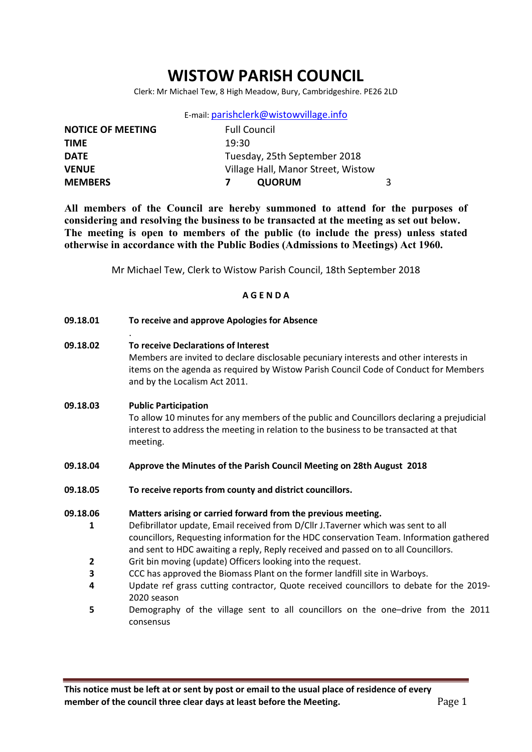# WISTOW PARISH COUNCIL

Clerk: Mr Michael Tew, 8 High Meadow, Bury, Cambridgeshire. PE26 2LD

E-mail: parishclerk@wistowvillage.info

| | | | |
|---|---|---|---|
| **NOTICE OF MEETING** | Full Council | | |
| **TIME** | 19:30 | | |
| **DATE** | Tuesday, 25th September 2018 | | |
| **VENUE** | Village Hall, Manor Street, Wistow | | |
| **MEMBERS** | **7** | **QUORUM** | 3 |

**All members of the Council are hereby summoned to attend for the purposes of considering and resolving the business to be transacted at the meeting as set out below. The meeting is open to members of the public (to include the press) unless stated otherwise in accordance with the Public Bodies (Admissions to Meetings) Act 1960.**

Mr Michael Tew, Clerk to Wistow Parish Council, 18th September 2018

## A G E N D A

**09.18.01** **To receive and approve Apologies for Absence**

.

**09.18.02** **To receive Declarations of Interest**
Members are invited to declare disclosable pecuniary interests and other interests in items on the agenda as required by Wistow Parish Council Code of Conduct for Members and by the Localism Act 2011.

**09.18.03** **Public Participation**
To allow 10 minutes for any members of the public and Councillors declaring a prejudicial interest to address the meeting in relation to the business to be transacted at that meeting.

**09.18.04** **Approve the Minutes of the Parish Council Meeting on 28th August 2018**

**09.18.05** **To receive reports from county and district councillors.**

**09.18.06** **Matters arising or carried forward from the previous meeting.**

1. Defibrillator update, Email received from D/Cllr J.Taverner which was sent to all councillors, Requesting information for the HDC conservation Team. Information gathered and sent to HDC awaiting a reply, Reply received and passed on to all Councillors.
2. Grit bin moving (update) Officers looking into the request.
3. CCC has approved the Biomass Plant on the former landfill site in Warboys.
4. Update ref grass cutting contractor, Quote received councillors to debate for the 2019-2020 season
5. Demography of the village sent to all councillors on the one–drive from the 2011 consensus

**This notice must be left at or sent by post or email to the usual place of residence of every member of the council three clear days at least before the Meeting.**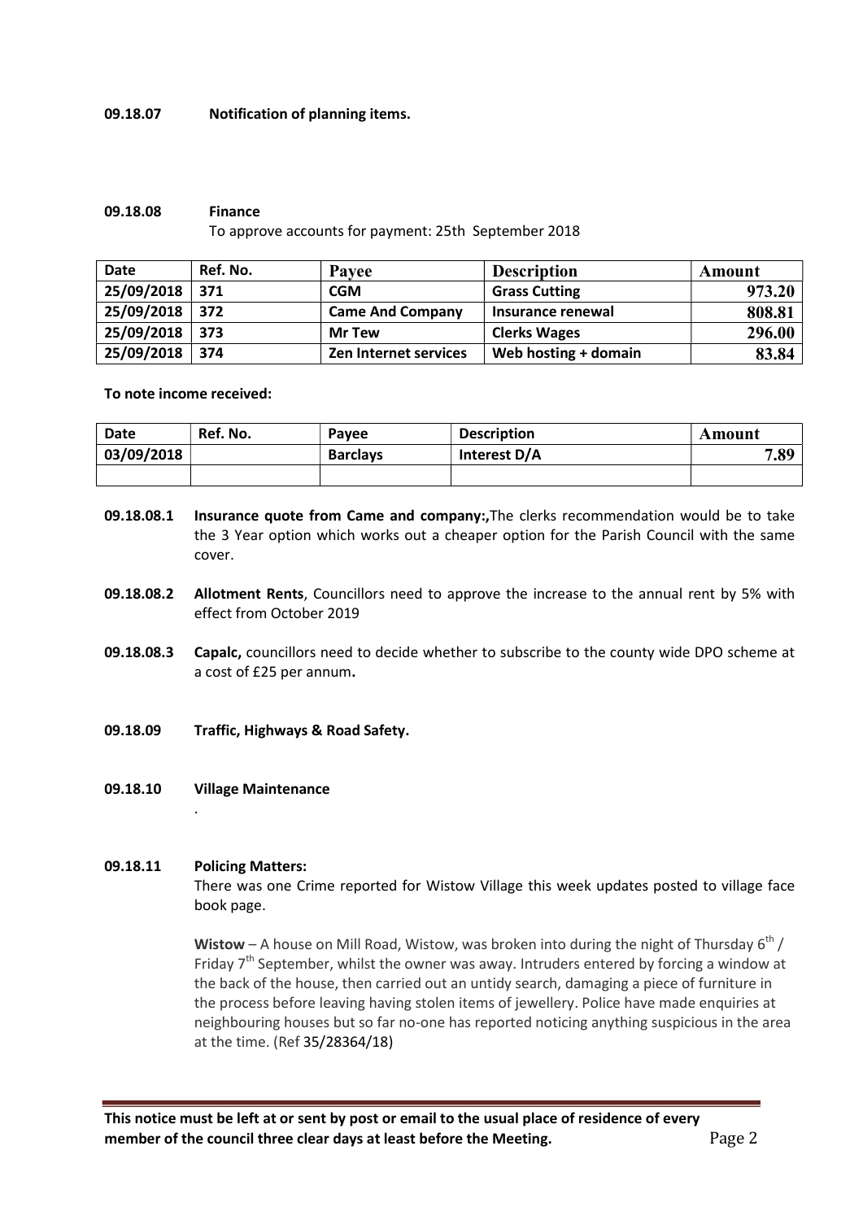**09.18.07 Notification of planning items.**

**09.18.08 Finance**

To approve accounts for payment: 25th September 2018

| Date | Ref. No. | Payee | Description | Amount |
|---|---|---|---|---|
| 25/09/2018 | 371 | CGM | Grass Cutting | 973.20 |
| 25/09/2018 | 372 | Came And Company | Insurance renewal | 808.81 |
| 25/09/2018 | 373 | Mr Tew | Clerks Wages | 296.00 |
| 25/09/2018 | 374 | Zen Internet services | Web hosting + domain | 83.84 |

**To note income received:**

| Date | Ref. No. | Payee | Description | Amount |
|---|---|---|---|---|
| 03/09/2018 | | Barclays | Interest D/A | 7.89 |
| | | | | |

**09.18.08.1 Insurance quote from Came and company:**,The clerks recommendation would be to take the 3 Year option which works out a cheaper option for the Parish Council with the same cover.

**09.18.08.2 Allotment Rents**, Councillors need to approve the increase to the annual rent by 5% with effect from October 2019

**09.18.08.3 Capalc,** councillors need to decide whether to subscribe to the county wide DPO scheme at a cost of £25 per annum**.**

**09.18.09 Traffic, Highways & Road Safety.**

**09.18.10 Village Maintenance**

.

**09.18.11 Policing Matters:**

There was one Crime reported for Wistow Village this week updates posted to village face book page.

**Wistow** – A house on Mill Road, Wistow, was broken into during the night of Thursday 6th / Friday 7th September, whilst the owner was away. Intruders entered by forcing a window at the back of the house, then carried out an untidy search, damaging a piece of furniture in the process before leaving having stolen items of jewellery. Police have made enquiries at neighbouring houses but so far no-one has reported noticing anything suspicious in the area at the time. (Ref 35/28364/18)

**This notice must be left at or sent by post or email to the usual place of residence of every member of the council three clear days at least before the Meeting.**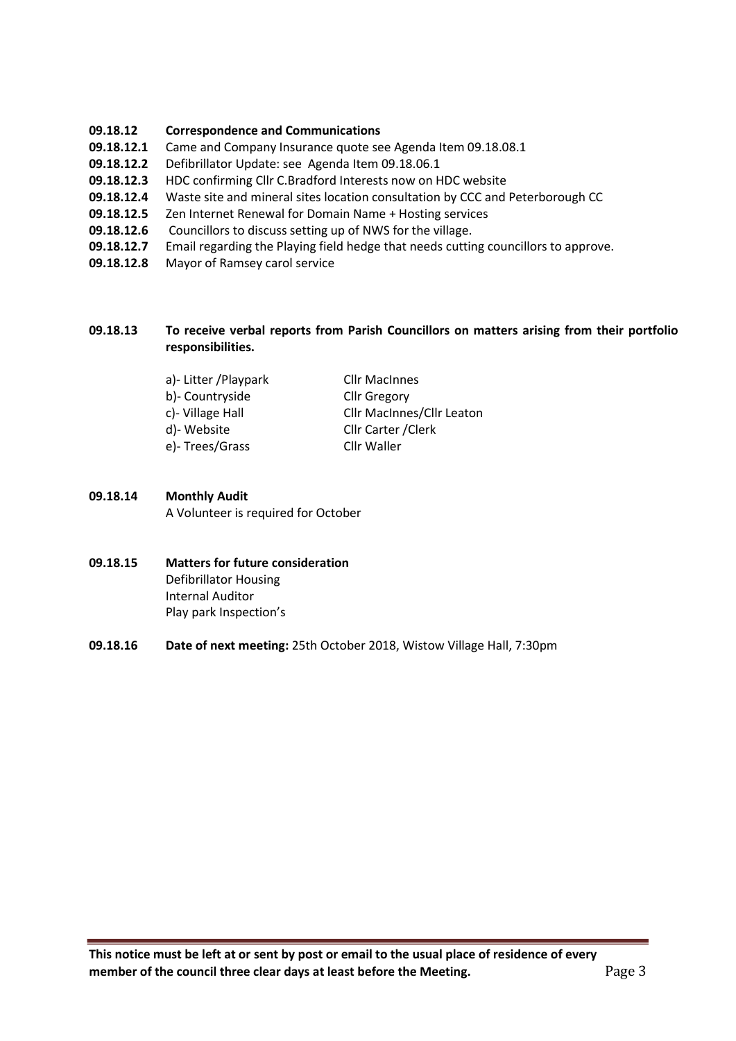**09.18.12 Correspondence and Communications**

**09.18.12.1** Came and Company Insurance quote see Agenda Item 09.18.08.1

**09.18.12.2** Defibrillator Update: see Agenda Item 09.18.06.1

**09.18.12.3** HDC confirming Cllr C.Bradford Interests now on HDC website

**09.18.12.4** Waste site and mineral sites location consultation by CCC and Peterborough CC

**09.18.12.5** Zen Internet Renewal for Domain Name + Hosting services

**09.18.12.6** Councillors to discuss setting up of NWS for the village.

**09.18.12.7** Email regarding the Playing field hedge that needs cutting councillors to approve.

**09.18.12.8** Mayor of Ramsey carol service

**09.18.13 To receive verbal reports from Parish Councillors on matters arising from their portfolio responsibilities.**

| | |
|---|---|
| a)- Litter /Playpark | Cllr MacInnes |
| b)- Countryside | Cllr Gregory |
| c)- Village Hall | Cllr MacInnes/Cllr Leaton |
| d)- Website | Cllr Carter /Clerk |
| e)- Trees/Grass | Cllr Waller |

**09.18.14 Monthly Audit**

A Volunteer is required for October

**09.18.15 Matters for future consideration**

Defibrillator Housing
Internal Auditor
Play park Inspection's

**09.18.16 Date of next meeting:** 25th October 2018, Wistow Village Hall, 7:30pm

**This notice must be left at or sent by post or email to the usual place of residence of every member of the council three clear days at least before the Meeting.**